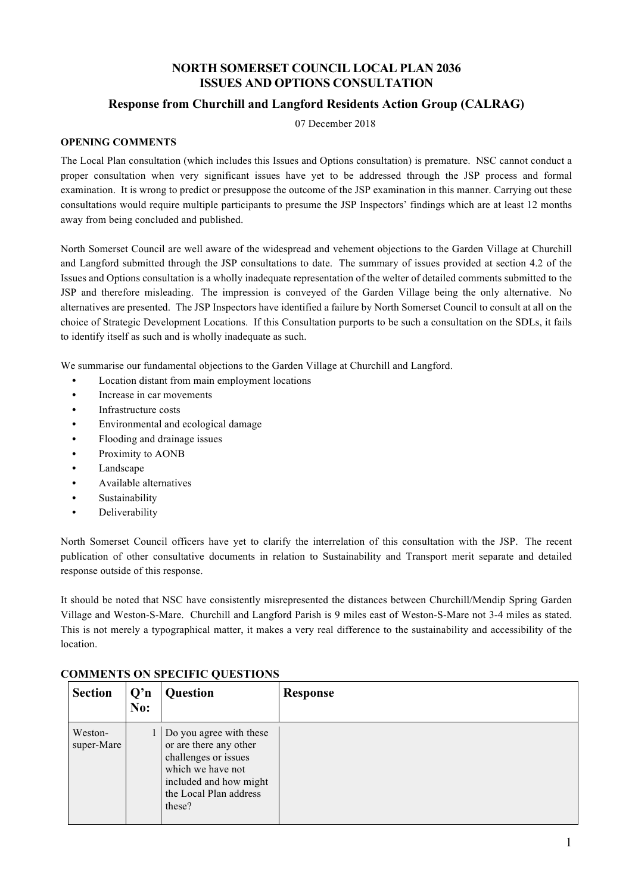# NORTH SOMERSET COUNCIL LOCAL PLAN 2036
# ISSUES AND OPTIONS CONSULTATION

## Response from Churchill and Langford Residents Action Group (CALRAG)

07 December 2018

### OPENING COMMENTS

The Local Plan consultation (which includes this Issues and Options consultation) is premature. NSC cannot conduct a proper consultation when very significant issues have yet to be addressed through the JSP process and formal examination. It is wrong to predict or presuppose the outcome of the JSP examination in this manner. Carrying out these consultations would require multiple participants to presume the JSP Inspectors' findings which are at least 12 months away from being concluded and published.

North Somerset Council are well aware of the widespread and vehement objections to the Garden Village at Churchill and Langford submitted through the JSP consultations to date. The summary of issues provided at section 4.2 of the Issues and Options consultation is a wholly inadequate representation of the welter of detailed comments submitted to the JSP and therefore misleading. The impression is conveyed of the Garden Village being the only alternative. No alternatives are presented. The JSP Inspectors have identified a failure by North Somerset Council to consult at all on the choice of Strategic Development Locations. If this Consultation purports to be such a consultation on the SDLs, it fails to identify itself as such and is wholly inadequate as such.

We summarise our fundamental objections to the Garden Village at Churchill and Langford.

- Location distant from main employment locations
- Increase in car movements
- Infrastructure costs
- Environmental and ecological damage
- Flooding and drainage issues
- Proximity to AONB
- Landscape
- Available alternatives
- Sustainability
- Deliverability

North Somerset Council officers have yet to clarify the interrelation of this consultation with the JSP. The recent publication of other consultative documents in relation to Sustainability and Transport merit separate and detailed response outside of this response.

It should be noted that NSC have consistently misrepresented the distances between Churchill/Mendip Spring Garden Village and Weston-S-Mare. Churchill and Langford Parish is 9 miles east of Weston-S-Mare not 3-4 miles as stated. This is not merely a typographical matter, it makes a very real difference to the sustainability and accessibility of the location.

### COMMENTS ON SPECIFIC QUESTIONS

| Section | Q'n No: | Question | Response |
|---|---|---|---|
| Weston-super-Mare | 1 | Do you agree with these or are there any other challenges or issues which we have not included and how might the Local Plan address these? | |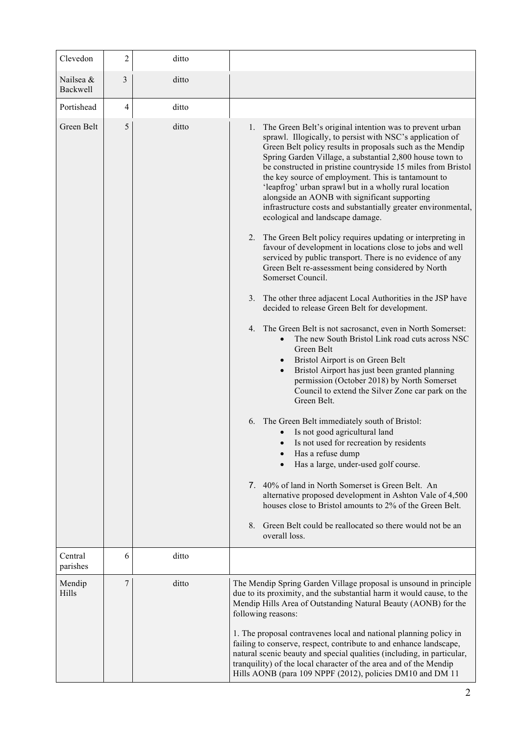| | | | |
|---|---|---|---|
| Clevedon | 2 | ditto | |
| Nailsea & Backwell | 3 | ditto | |
| Portishead | 4 | ditto | |
| Green Belt | 5 | ditto | 1. The Green Belt's original intention was to prevent urban sprawl. Illogically, to persist with NSC's application of Green Belt policy results in proposals such as the Mendip Spring Garden Village, a substantial 2,800 house town to be constructed in pristine countryside 15 miles from Bristol the key source of employment. This is tantamount to 'leapfrog' urban sprawl but in a wholly rural location alongside an AONB with significant supporting infrastructure costs and substantially greater environmental, ecological and landscape damage.<br><br>2. The Green Belt policy requires updating or interpreting in favour of development in locations close to jobs and well serviced by public transport. There is no evidence of any Green Belt re-assessment being considered by North Somerset Council.<br><br>3. The other three adjacent Local Authorities in the JSP have decided to release Green Belt for development.<br><br>4. The Green Belt is not sacrosanct, even in North Somerset:<br>• The new South Bristol Link road cuts across NSC Green Belt<br>• Bristol Airport is on Green Belt<br>• Bristol Airport has just been granted planning permission (October 2018) by North Somerset Council to extend the Silver Zone car park on the Green Belt.<br><br>6. The Green Belt immediately south of Bristol:<br>• Is not good agricultural land<br>• Is not used for recreation by residents<br>• Has a refuse dump<br>• Has a large, under-used golf course.<br><br>7. 40% of land in North Somerset is Green Belt. An alternative proposed development in Ashton Vale of 4,500 houses close to Bristol amounts to 2% of the Green Belt.<br><br>8. Green Belt could be reallocated so there would not be an overall loss. |
| Central parishes | 6 | ditto | |
| Mendip Hills | 7 | ditto | The Mendip Spring Garden Village proposal is unsound in principle due to its proximity, and the substantial harm it would cause, to the Mendip Hills Area of Outstanding Natural Beauty (AONB) for the following reasons:<br><br>1. The proposal contravenes local and national planning policy in failing to conserve, respect, contribute to and enhance landscape, natural scenic beauty and special qualities (including, in particular, tranquility) of the local character of the area and of the Mendip Hills AONB (para 109 NPPF (2012), policies DM10 and DM 11 |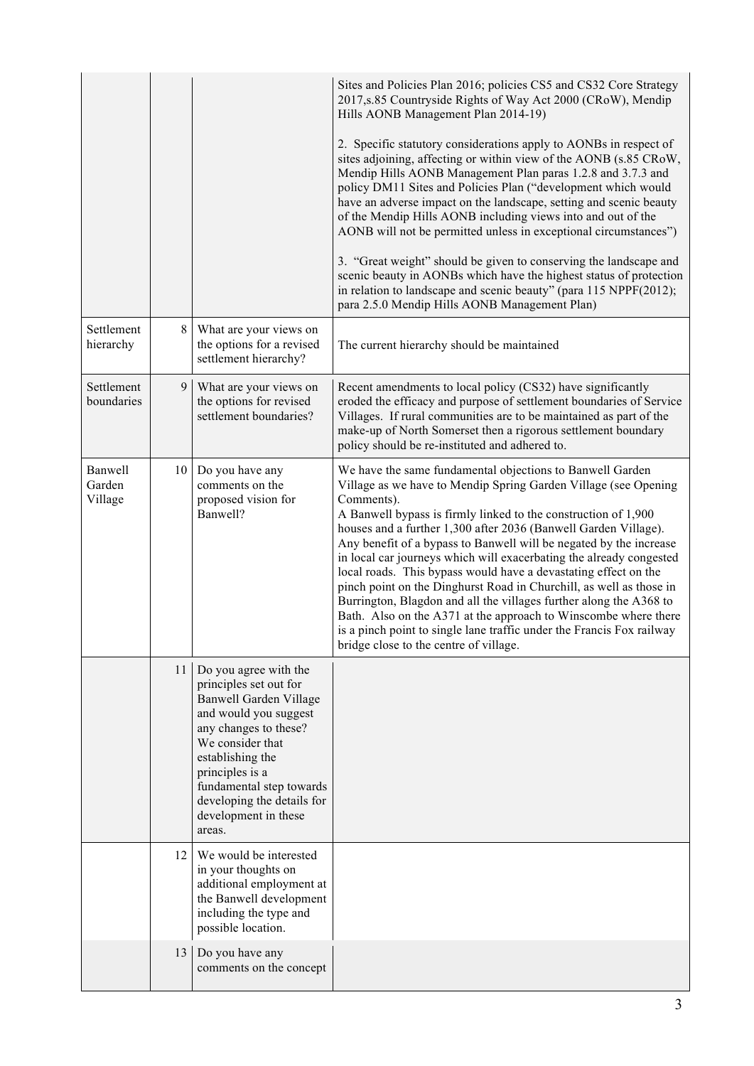| | | | |
|---|---|---|---|
| | | | Sites and Policies Plan 2016; policies CS5 and CS32 Core Strategy 2017,s.85 Countryside Rights of Way Act 2000 (CRoW), Mendip Hills AONB Management Plan 2014-19)<br><br>2. Specific statutory considerations apply to AONBs in respect of sites adjoining, affecting or within view of the AONB (s.85 CRoW, Mendip Hills AONB Management Plan paras 1.2.8 and 3.7.3 and policy DM11 Sites and Policies Plan ("development which would have an adverse impact on the landscape, setting and scenic beauty of the Mendip Hills AONB including views into and out of the AONB will not be permitted unless in exceptional circumstances")<br><br>3. "Great weight" should be given to conserving the landscape and scenic beauty in AONBs which have the highest status of protection in relation to landscape and scenic beauty" (para 115 NPPF(2012); para 2.5.0 Mendip Hills AONB Management Plan) |
| Settlement hierarchy | 8 | What are your views on the options for a revised settlement hierarchy? | The current hierarchy should be maintained |
| Settlement boundaries | 9 | What are your views on the options for revised settlement boundaries? | Recent amendments to local policy (CS32) have significantly eroded the efficacy and purpose of settlement boundaries of Service Villages. If rural communities are to be maintained as part of the make-up of North Somerset then a rigorous settlement boundary policy should be re-instituted and adhered to. |
| Banwell Garden Village | 10 | Do you have any comments on the proposed vision for Banwell? | We have the same fundamental objections to Banwell Garden Village as we have to Mendip Spring Garden Village (see Opening Comments).<br>A Banwell bypass is firmly linked to the construction of 1,900 houses and a further 1,300 after 2036 (Banwell Garden Village). Any benefit of a bypass to Banwell will be negated by the increase in local car journeys which will exacerbating the already congested local roads. This bypass would have a devastating effect on the pinch point on the Dinghurst Road in Churchill, as well as those in Burrington, Blagdon and all the villages further along the A368 to Bath. Also on the A371 at the approach to Winscombe where there is a pinch point to single lane traffic under the Francis Fox railway bridge close to the centre of village. |
| | 11 | Do you agree with the principles set out for Banwell Garden Village and would you suggest any changes to these? We consider that establishing the principles is a fundamental step towards developing the details for development in these areas. | |
| | 12 | We would be interested in your thoughts on additional employment at the Banwell development including the type and possible location. | |
| | 13 | Do you have any comments on the concept | |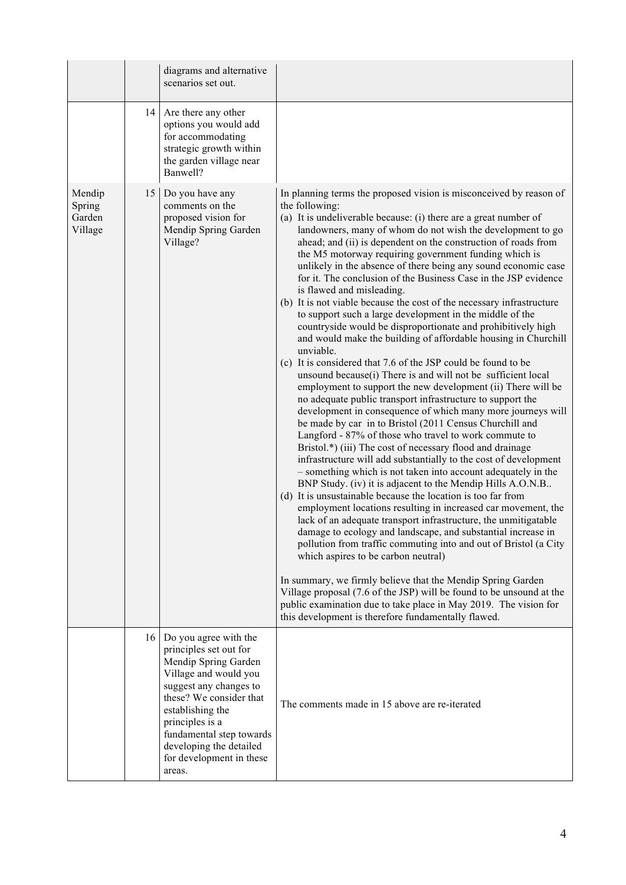| | | | |
|---|---|---|---|
| | | diagrams and alternative scenarios set out. | |
| | 14 | Are there any other options you would add for accommodating strategic growth within the garden village near Banwell? | |
| Mendip Spring Garden Village | 15 | Do you have any comments on the proposed vision for Mendip Spring Garden Village? | In planning terms the proposed vision is misconceived by reason of the following:<br>(a) It is undeliverable because: (i) there are a great number of landowners, many of whom do not wish the development to go ahead; and (ii) is dependent on the construction of roads from the M5 motorway requiring government funding which is unlikely in the absence of there being any sound economic case for it. The conclusion of the Business Case in the JSP evidence is flawed and misleading.<br>(b) It is not viable because the cost of the necessary infrastructure to support such a large development in the middle of the countryside would be disproportionate and prohibitively high and would make the building of affordable housing in Churchill unviable.<br>(c) It is considered that 7.6 of the JSP could be found to be unsound because(i) There is and will not be sufficient local employment to support the new development (ii) There will be no adequate public transport infrastructure to support the development in consequence of which many more journeys will be made by car in to Bristol (2011 Census Churchill and Langford - 87% of those who travel to work commute to Bristol.*) (iii) The cost of necessary flood and drainage infrastructure will add substantially to the cost of development – something which is not taken into account adequately in the BNP Study. (iv) it is adjacent to the Mendip Hills A.O.N.B..<br>(d) It is unsustainable because the location is too far from employment locations resulting in increased car movement, the lack of an adequate transport infrastructure, the unmitigatable damage to ecology and landscape, and substantial increase in pollution from traffic commuting into and out of Bristol (a City which aspires to be carbon neutral)<br><br>In summary, we firmly believe that the Mendip Spring Garden Village proposal (7.6 of the JSP) will be found to be unsound at the public examination due to take place in May 2019. The vision for this development is therefore fundamentally flawed. |
| | 16 | Do you agree with the principles set out for Mendip Spring Garden Village and would you suggest any changes to these? We consider that establishing the principles is a fundamental step towards developing the detailed for development in these areas. | The comments made in 15 above are re-iterated |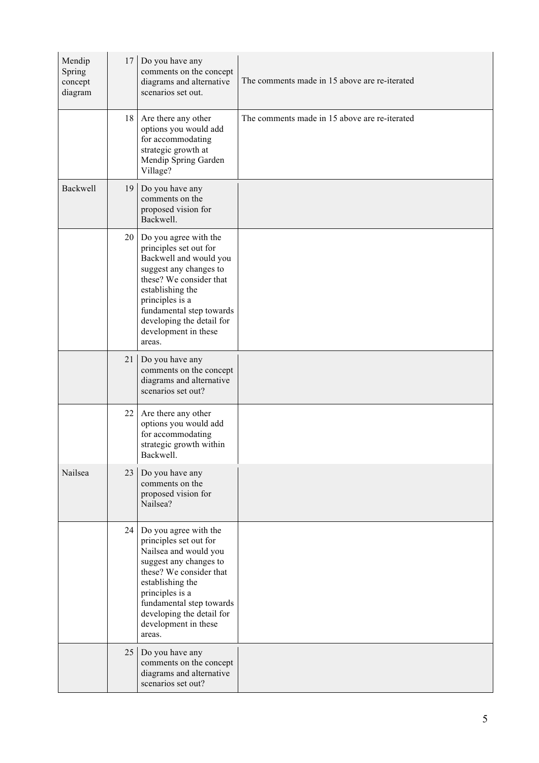| | | | |
|---|---|---|---|
| Mendip Spring concept diagram | 17 | Do you have any comments on the concept diagrams and alternative scenarios set out. | The comments made in 15 above are re-iterated |
| | 18 | Are there any other options you would add for accommodating strategic growth at Mendip Spring Garden Village? | The comments made in 15 above are re-iterated |
| Backwell | 19 | Do you have any comments on the proposed vision for Backwell. | |
| | 20 | Do you agree with the principles set out for Backwell and would you suggest any changes to these? We consider that establishing the principles is a fundamental step towards developing the detail for development in these areas. | |
| | 21 | Do you have any comments on the concept diagrams and alternative scenarios set out? | |
| | 22 | Are there any other options you would add for accommodating strategic growth within Backwell. | |
| Nailsea | 23 | Do you have any comments on the proposed vision for Nailsea? | |
| | 24 | Do you agree with the principles set out for Nailsea and would you suggest any changes to these? We consider that establishing the principles is a fundamental step towards developing the detail for development in these areas. | |
| | 25 | Do you have any comments on the concept diagrams and alternative scenarios set out? | |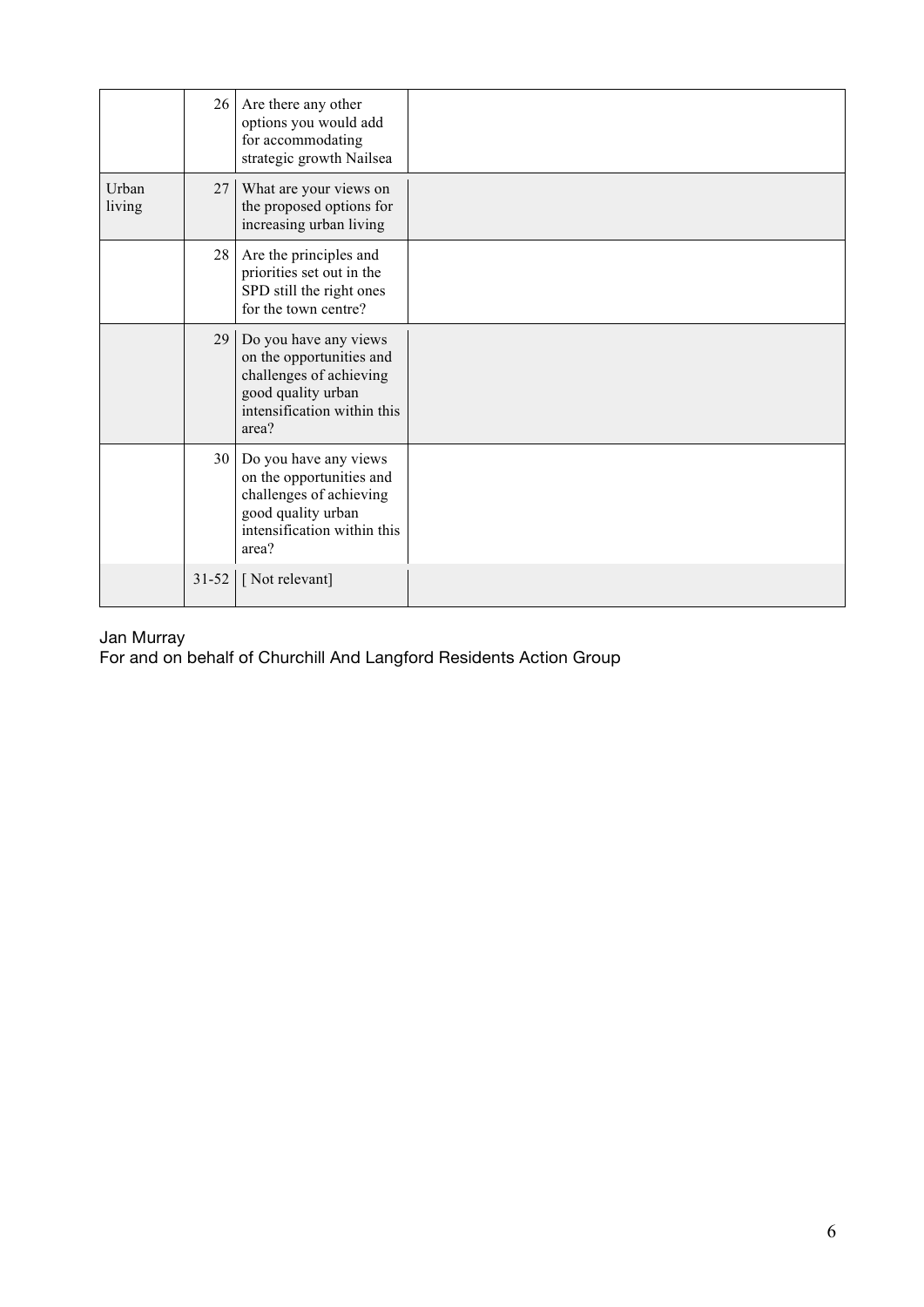| | | | |
|---|---|---|---|
| | 26 | Are there any other options you would add for accommodating strategic growth Nailsea | |
| Urban living | 27 | What are your views on the proposed options for increasing urban living | |
| | 28 | Are the principles and priorities set out in the SPD still the right ones for the town centre? | |
| | 29 | Do you have any views on the opportunities and challenges of achieving good quality urban intensification within this area? | |
| | 30 | Do you have any views on the opportunities and challenges of achieving good quality urban intensification within this area? | |
| | 31-52 | [ Not relevant] | |

Jan Murray
For and on behalf of Churchill And Langford Residents Action Group